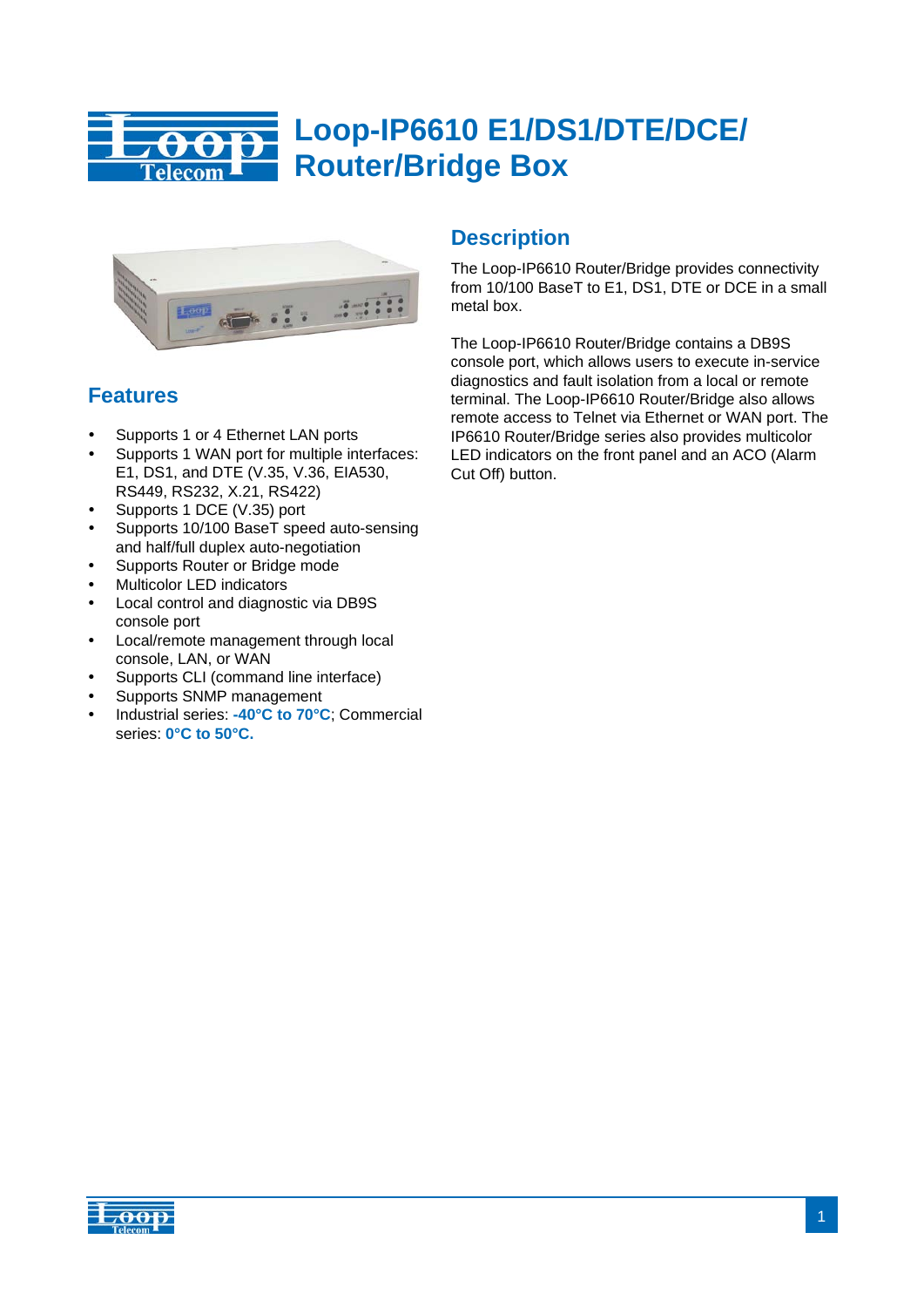# Loop-IP6610 E1/DS1/DTE/DCE/ Router/Bridge Box

## Description

The Loop-IP6610 Router/Bridge provides connectivity from 10/100 BaseT to E1, DS1, DTE or DCE in a small metal box.

The Loop-IP6610 Router/Bridge contains a DB9S console port, which allows users to execute in-service diagnostics and fault isolation from a local or remote terminal. The Loop-IP6610 Router/Bridge also allows remote access to Telnet via Ethernet or WAN port. The IP6610 Router/Bridge series also provides multicolor LED indicators on the front panel and an ACO (Alarm Cut Off) button.

## Features

- Supports 1 or 4 Ethernet LAN ports
- Supports 1 WAN port for multiple interfaces: E1, DS1, and DTE (V.35, V.36, EIA530, RS449, RS232, X.21, RS422)
- Supports 1 DCE (V.35) port
- Supports 10/100 BaseT speed auto-sensing and half/full duplex auto-negotiation
- Supports Router or Bridge mode
- Multicolor LED indicators
- Local control and diagnostic via DB9S console port
- Local/remote management through local console, LAN, or WAN
- Supports CLI (command line interface)
- Supports SNMP management
- Industrial series: **-40°C to 70°C**; Commercial series: **0°C to 50°C.**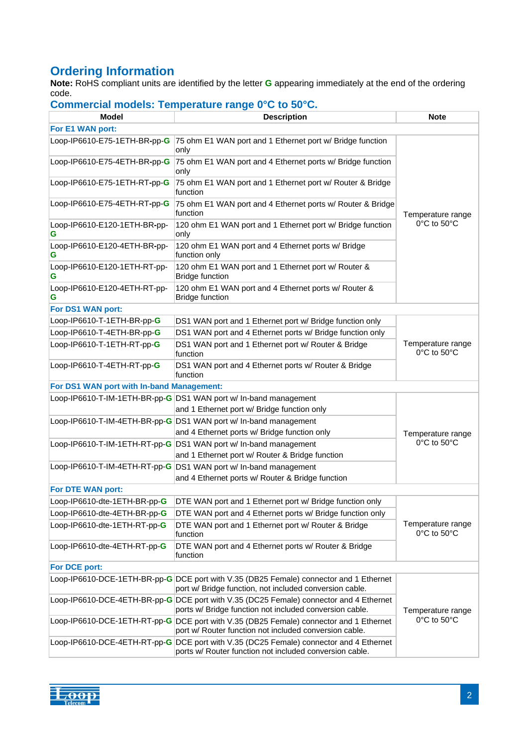## Ordering Information

**Note:** RoHS compliant units are identified by the letter **G** appearing immediately at the end of the ordering code.

### Commercial models: Temperature range 0°C to 50°C.

| Model | Description | Note |
|---|---|---|
| **For E1 WAN port:** | | |
| Loop-IP6610-E75-1ETH-BR-pp-**G** | 75 ohm E1 WAN port and 1 Ethernet port w/ Bridge function only | Temperature range 0°C to 50°C |
| Loop-IP6610-E75-4ETH-BR-pp-**G** | 75 ohm E1 WAN port and 4 Ethernet ports w/ Bridge function only | |
| Loop-IP6610-E75-1ETH-RT-pp-**G** | 75 ohm E1 WAN port and 1 Ethernet port w/ Router & Bridge function | |
| Loop-IP6610-E75-4ETH-RT-pp-**G** | 75 ohm E1 WAN port and 4 Ethernet ports w/ Router & Bridge function | |
| Loop-IP6610-E120-1ETH-BR-pp-**G** | 120 ohm E1 WAN port and 1 Ethernet port w/ Bridge function only | |
| Loop-IP6610-E120-4ETH-BR-pp-**G** | 120 ohm E1 WAN port and 4 Ethernet ports w/ Bridge function only | |
| Loop-IP6610-E120-1ETH-RT-pp-**G** | 120 ohm E1 WAN port and 1 Ethernet port w/ Router & Bridge function | |
| Loop-IP6610-E120-4ETH-RT-pp-**G** | 120 ohm E1 WAN port and 4 Ethernet ports w/ Router & Bridge function | |
| **For DS1 WAN port:** | | |
| Loop-IP6610-T-1ETH-BR-pp-**G** | DS1 WAN port and 1 Ethernet port w/ Bridge function only | Temperature range 0°C to 50°C |
| Loop-IP6610-T-4ETH-BR-pp-**G** | DS1 WAN port and 4 Ethernet ports w/ Bridge function only | |
| Loop-IP6610-T-1ETH-RT-pp-**G** | DS1 WAN port and 1 Ethernet port w/ Router & Bridge function | |
| Loop-IP6610-T-4ETH-RT-pp-**G** | DS1 WAN port and 4 Ethernet ports w/ Router & Bridge function | |
| **For DS1 WAN port with In-band Management:** | | |
| Loop-IP6610-T-IM-1ETH-BR-pp-**G** | DS1 WAN port w/ In-band management and 1 Ethernet port w/ Bridge function only | Temperature range 0°C to 50°C |
| Loop-IP6610-T-IM-4ETH-BR-pp-**G** | DS1 WAN port w/ In-band management and 4 Ethernet ports w/ Bridge function only | |
| Loop-IP6610-T-IM-1ETH-RT-pp-**G** | DS1 WAN port w/ In-band management and 1 Ethernet port w/ Router & Bridge function | |
| Loop-IP6610-T-IM-4ETH-RT-pp-**G** | DS1 WAN port w/ In-band management and 4 Ethernet ports w/ Router & Bridge function | |
| **For DTE WAN port:** | | |
| Loop-IP6610-dte-1ETH-BR-pp-**G** | DTE WAN port and 1 Ethernet port w/ Bridge function only | Temperature range 0°C to 50°C |
| Loop-IP6610-dte-4ETH-BR-pp-**G** | DTE WAN port and 4 Ethernet ports w/ Bridge function only | |
| Loop-IP6610-dte-1ETH-RT-pp-**G** | DTE WAN port and 1 Ethernet port w/ Router & Bridge function | |
| Loop-IP6610-dte-4ETH-RT-pp-**G** | DTE WAN port and 4 Ethernet ports w/ Router & Bridge function | |
| **For DCE port:** | | |
| Loop-IP6610-DCE-1ETH-BR-pp-**G** | DCE port with V.35 (DB25 Female) connector and 1 Ethernet port w/ Bridge function, not included conversion cable. | Temperature range 0°C to 50°C |
| Loop-IP6610-DCE-4ETH-BR-pp-**G** | DCE port with V.35 (DC25 Female) connector and 4 Ethernet ports w/ Bridge function not included conversion cable. | |
| Loop-IP6610-DCE-1ETH-RT-pp-**G** | DCE port with V.35 (DB25 Female) connector and 1 Ethernet port w/ Router function not included conversion cable. | |
| Loop-IP6610-DCE-4ETH-RT-pp-**G** | DCE port with V.35 (DC25 Female) connector and 4 Ethernet ports w/ Router function not included conversion cable. | |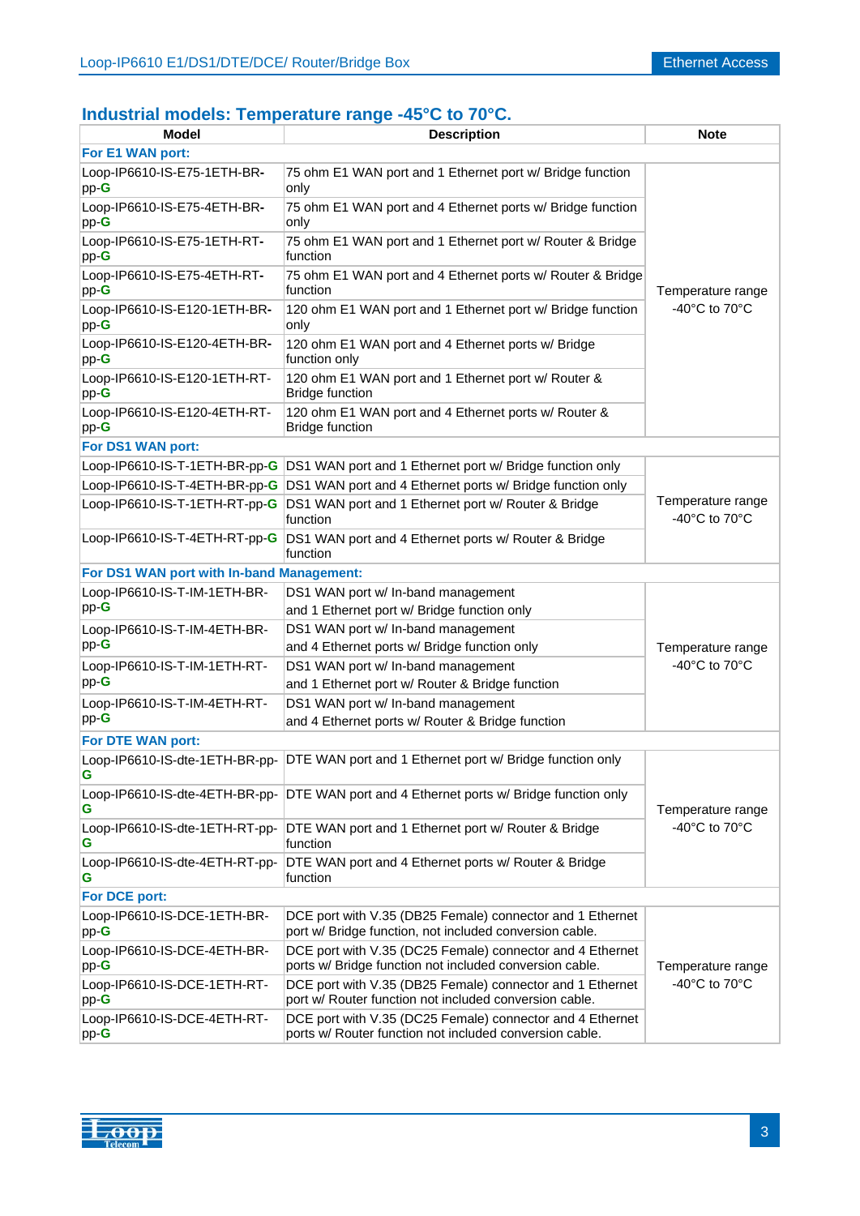## Industrial models: Temperature range -45°C to 70°C.

| Model | Description | Note |
|---|---|---|
| **For E1 WAN port:** | | |
| Loop-IP6610-IS-E75-1ETH-BR-pp-**G** | 75 ohm E1 WAN port and 1 Ethernet port w/ Bridge function only | Temperature range -40°C to 70°C |
| Loop-IP6610-IS-E75-4ETH-BR-pp-**G** | 75 ohm E1 WAN port and 4 Ethernet ports w/ Bridge function only | |
| Loop-IP6610-IS-E75-1ETH-RT-pp-**G** | 75 ohm E1 WAN port and 1 Ethernet port w/ Router & Bridge function | |
| Loop-IP6610-IS-E75-4ETH-RT-pp-**G** | 75 ohm E1 WAN port and 4 Ethernet ports w/ Router & Bridge function | |
| Loop-IP6610-IS-E120-1ETH-BR-pp-**G** | 120 ohm E1 WAN port and 1 Ethernet port w/ Bridge function only | |
| Loop-IP6610-IS-E120-4ETH-BR-pp-**G** | 120 ohm E1 WAN port and 4 Ethernet ports w/ Bridge function only | |
| Loop-IP6610-IS-E120-1ETH-RT-pp-**G** | 120 ohm E1 WAN port and 1 Ethernet port w/ Router & Bridge function | |
| Loop-IP6610-IS-E120-4ETH-RT-pp-**G** | 120 ohm E1 WAN port and 4 Ethernet ports w/ Router & Bridge function | |
| **For DS1 WAN port:** | | |
| Loop-IP6610-IS-T-1ETH-BR-pp-**G** | DS1 WAN port and 1 Ethernet port w/ Bridge function only | Temperature range -40°C to 70°C |
| Loop-IP6610-IS-T-4ETH-BR-pp-**G** | DS1 WAN port and 4 Ethernet ports w/ Bridge function only | |
| Loop-IP6610-IS-T-1ETH-RT-pp-**G** | DS1 WAN port and 1 Ethernet port w/ Router & Bridge function | |
| Loop-IP6610-IS-T-4ETH-RT-pp-**G** | DS1 WAN port and 4 Ethernet ports w/ Router & Bridge function | |
| **For DS1 WAN port with In-band Management:** | | |
| Loop-IP6610-IS-T-IM-1ETH-BR-pp-**G** | DS1 WAN port w/ In-band management and 1 Ethernet port w/ Bridge function only | Temperature range -40°C to 70°C |
| Loop-IP6610-IS-T-IM-4ETH-BR-pp-**G** | DS1 WAN port w/ In-band management and 4 Ethernet ports w/ Bridge function only | |
| Loop-IP6610-IS-T-IM-1ETH-RT-pp-**G** | DS1 WAN port w/ In-band management and 1 Ethernet port w/ Router & Bridge function | |
| Loop-IP6610-IS-T-IM-4ETH-RT-pp-**G** | DS1 WAN port w/ In-band management and 4 Ethernet ports w/ Router & Bridge function | |
| **For DTE WAN port:** | | |
| Loop-IP6610-IS-dte-1ETH-BR-pp-**G** | DTE WAN port and 1 Ethernet port w/ Bridge function only | Temperature range -40°C to 70°C |
| Loop-IP6610-IS-dte-4ETH-BR-pp-**G** | DTE WAN port and 4 Ethernet ports w/ Bridge function only | |
| Loop-IP6610-IS-dte-1ETH-RT-pp-**G** | DTE WAN port and 1 Ethernet port w/ Router & Bridge function | |
| Loop-IP6610-IS-dte-4ETH-RT-pp-**G** | DTE WAN port and 4 Ethernet ports w/ Router & Bridge function | |
| **For DCE port:** | | |
| Loop-IP6610-IS-DCE-1ETH-BR-pp-**G** | DCE port with V.35 (DB25 Female) connector and 1 Ethernet port w/ Bridge function, not included conversion cable. | Temperature range -40°C to 70°C |
| Loop-IP6610-IS-DCE-4ETH-BR-pp-**G** | DCE port with V.35 (DC25 Female) connector and 4 Ethernet ports w/ Bridge function not included conversion cable. | |
| Loop-IP6610-IS-DCE-1ETH-RT-pp-**G** | DCE port with V.35 (DB25 Female) connector and 1 Ethernet port w/ Router function not included conversion cable. | |
| Loop-IP6610-IS-DCE-4ETH-RT-pp-**G** | DCE port with V.35 (DC25 Female) connector and 4 Ethernet ports w/ Router function not included conversion cable. | |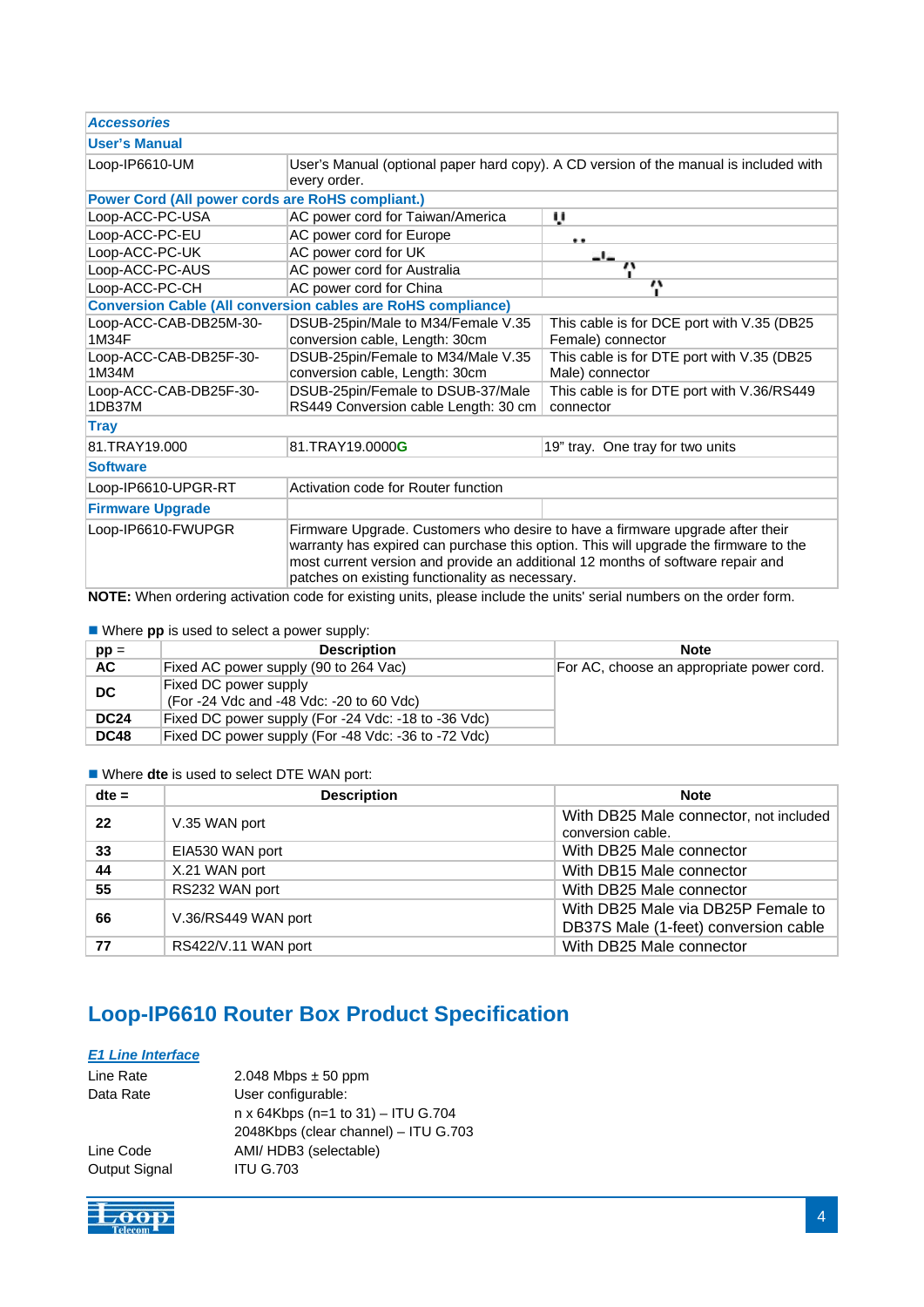| *Accessories* | | |
|---|---|---|
| **User's Manual** | | |
| Loop-IP6610-UM | User's Manual (optional paper hard copy). A CD version of the manual is included with every order. | |
| **Power Cord (All power cords are RoHS compliant.)** | | |
| Loop-ACC-PC-USA | AC power cord for Taiwan/America | |
| Loop-ACC-PC-EU | AC power cord for Europe | |
| Loop-ACC-PC-UK | AC power cord for UK | |
| Loop-ACC-PC-AUS | AC power cord for Australia | |
| Loop-ACC-PC-CH | AC power cord for China | |
| **Conversion Cable (All conversion cables are RoHS compliance)** | | |
| Loop-ACC-CAB-DB25M-30-1M34F | DSUB-25pin/Male to M34/Female V.35 conversion cable, Length: 30cm | This cable is for DCE port with V.35 (DB25 Female) connector |
| Loop-ACC-CAB-DB25F-30-1M34M | DSUB-25pin/Female to M34/Male V.35 conversion cable, Length: 30cm | This cable is for DTE port with V.35 (DB25 Male) connector |
| Loop-ACC-CAB-DB25F-30-1DB37M | DSUB-25pin/Female to DSUB-37/Male RS449 Conversion cable Length: 30 cm | This cable is for DTE port with V.36/RS449 connector |
| **Tray** | | |
| 81.TRAY19.000 | 81.TRAY19.0000G | 19" tray. One tray for two units |
| **Software** | | |
| Loop-IP6610-UPGR-RT | Activation code for Router function | |
| **Firmware Upgrade** | | |
| Loop-IP6610-FWUPGR | Firmware Upgrade. Customers who desire to have a firmware upgrade after their warranty has expired can purchase this option. This will upgrade the firmware to the most current version and provide an additional 12 months of software repair and patches on existing functionality as necessary. | |

**NOTE:** When ordering activation code for existing units, please include the units' serial numbers on the order form.

- Where **pp** is used to select a power supply:

| pp = | Description | Note |
|---|---|---|
| **AC** | Fixed AC power supply (90 to 264 Vac) | For AC, choose an appropriate power cord. |
| **DC** | Fixed DC power supply (For -24 Vdc and -48 Vdc: -20 to 60 Vdc) | |
| **DC24** | Fixed DC power supply (For -24 Vdc: -18 to -36 Vdc) | |
| **DC48** | Fixed DC power supply (For -48 Vdc: -36 to -72 Vdc) | |

- Where **dte** is used to select DTE WAN port:

| dte = | Description | Note |
|---|---|---|
| **22** | V.35 WAN port | With DB25 Male connector, not included conversion cable. |
| **33** | EIA530 WAN port | With DB25 Male connector |
| **44** | X.21 WAN port | With DB15 Male connector |
| **55** | RS232 WAN port | With DB25 Male connector |
| **66** | V.36/RS449 WAN port | With DB25 Male via DB25P Female to DB37S Male (1-feet) conversion cable |
| **77** | RS422/V.11 WAN port | With DB25 Male connector |

## Loop-IP6610 Router Box Product Specification

***E1 Line Interface***

| | |
|---|---|
| Line Rate | 2.048 Mbps ± 50 ppm |
| Data Rate | User configurable: |
| | n x 64Kbps (n=1 to 31) – ITU G.704 |
| | 2048Kbps (clear channel) – ITU G.703 |
| Line Code | AMI/ HDB3 (selectable) |
| Output Signal | ITU G.703 |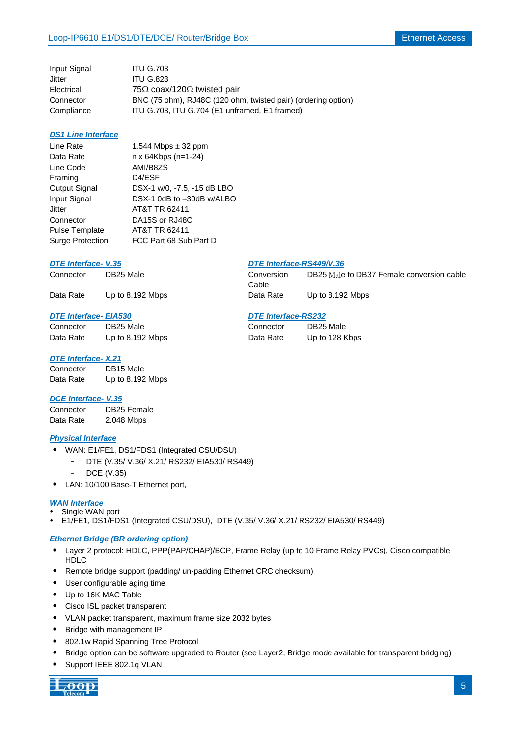| | |
|---|---|
| Input Signal | ITU G.703 |
| Jitter | ITU G.823 |
| Electrical | 75Ω coax/120Ω twisted pair |
| Connector | BNC (75 ohm), RJ48C (120 ohm, twisted pair) (ordering option) |
| Compliance | ITU G.703, ITU G.704 (E1 unframed, E1 framed) |

### DS1 Line Interface

| | |
|---|---|
| Line Rate | 1.544 Mbps ± 32 ppm |
| Data Rate | n x 64Kbps (n=1-24) |
| Line Code | AMI/B8ZS |
| Framing | D4/ESF |
| Output Signal | DSX-1 w/0, -7.5, -15 dB LBO |
| Input Signal | DSX-1 0dB to –30dB w/ALBO |
| Jitter | AT&T TR 62411 |
| Connector | DA15S or RJ48C |
| Pulse Template | AT&T TR 62411 |
| Surge Protection | FCC Part 68 Sub Part D |

### DTE Interface- V.35

| | |
|---|---|
| Connector | DB25 Male |
| Data Rate | Up to 8.192 Mbps |

### DTE Interface- EIA530

| | |
|---|---|
| Connector | DB25 Male |
| Data Rate | Up to 8.192 Mbps |

### DTE Interface- X.21

| | |
|---|---|
| Connector | DB15 Male |
| Data Rate | Up to 8.192 Mbps |

### DCE Interface- V.35

| | |
|---|---|
| Connector | DB25 Female |
| Data Rate | 2.048 Mbps |

### DTE Interface-RS449/V.36

| | |
|---|---|
| Conversion Cable | DB25 Male to DB37 Female conversion cable |
| Data Rate | Up to 8.192 Mbps |

### DTE Interface-RS232

| | |
|---|---|
| Connector | DB25 Male |
| Data Rate | Up to 128 Kbps |

### Physical Interface

- WAN: E1/FE1, DS1/FDS1 (Integrated CSU/DSU)
  - DTE (V.35/ V.36/ X.21/ RS232/ EIA530/ RS449)
  - DCE (V.35)
- LAN: 10/100 Base-T Ethernet port,

### WAN Interface

- Single WAN port
- E1/FE1, DS1/FDS1 (Integrated CSU/DSU), DTE (V.35/ V.36/ X.21/ RS232/ EIA530/ RS449)

### Ethernet Bridge (BR ordering option)

- Layer 2 protocol: HDLC, PPP(PAP/CHAP)/BCP, Frame Relay (up to 10 Frame Relay PVCs), Cisco compatible HDLC
- Remote bridge support (padding/ un-padding Ethernet CRC checksum)
- User configurable aging time
- Up to 16K MAC Table
- Cisco ISL packet transparent
- VLAN packet transparent, maximum frame size 2032 bytes
- Bridge with management IP
- 802.1w Rapid Spanning Tree Protocol
- Bridge option can be software upgraded to Router (see Layer2, Bridge mode available for transparent bridging)
- Support IEEE 802.1q VLAN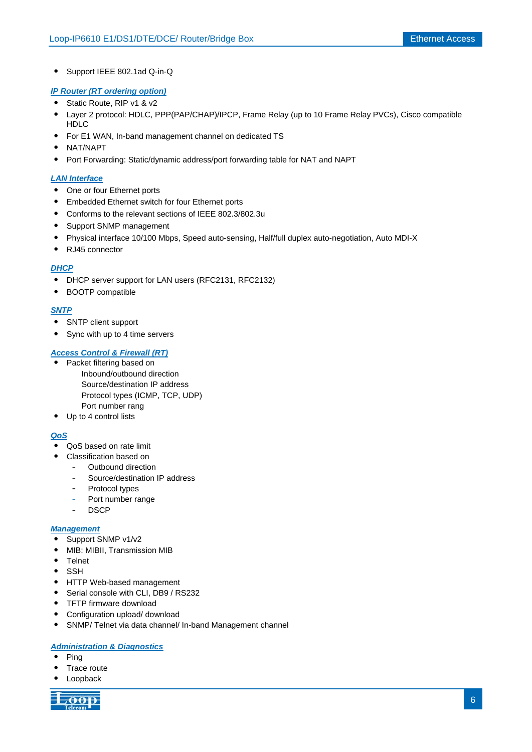- Support IEEE 802.1ad Q-in-Q

***IP Router (RT ordering option)***

- Static Route, RIP v1 & v2
- Layer 2 protocol: HDLC, PPP(PAP/CHAP)/IPCP, Frame Relay (up to 10 Frame Relay PVCs), Cisco compatible HDLC
- For E1 WAN, In-band management channel on dedicated TS
- NAT/NAPT
- Port Forwarding: Static/dynamic address/port forwarding table for NAT and NAPT

***LAN Interface***

- One or four Ethernet ports
- Embedded Ethernet switch for four Ethernet ports
- Conforms to the relevant sections of IEEE 802.3/802.3u
- Support SNMP management
- Physical interface 10/100 Mbps, Speed auto-sensing, Half/full duplex auto-negotiation, Auto MDI-X
- RJ45 connector

***DHCP***

- DHCP server support for LAN users (RFC2131, RFC2132)
- BOOTP compatible

***SNTP***

- SNTP client support
- Sync with up to 4 time servers

***Access Control & Firewall (RT)***

- Packet filtering based on
  Inbound/outbound direction
  Source/destination IP address
  Protocol types (ICMP, TCP, UDP)
  Port number rang
- Up to 4 control lists

***QoS***

- QoS based on rate limit
- Classification based on
  - Outbound direction
  - Source/destination IP address
  - Protocol types
  - Port number range
  - DSCP

***Management***

- Support SNMP v1/v2
- MIB: MIBII, Transmission MIB
- Telnet
- SSH
- HTTP Web-based management
- Serial console with CLI, DB9 / RS232
- TFTP firmware download
- Configuration upload/ download
- SNMP/ Telnet via data channel/ In-band Management channel

***Administration & Diagnostics***

- Ping
- Trace route
- Loopback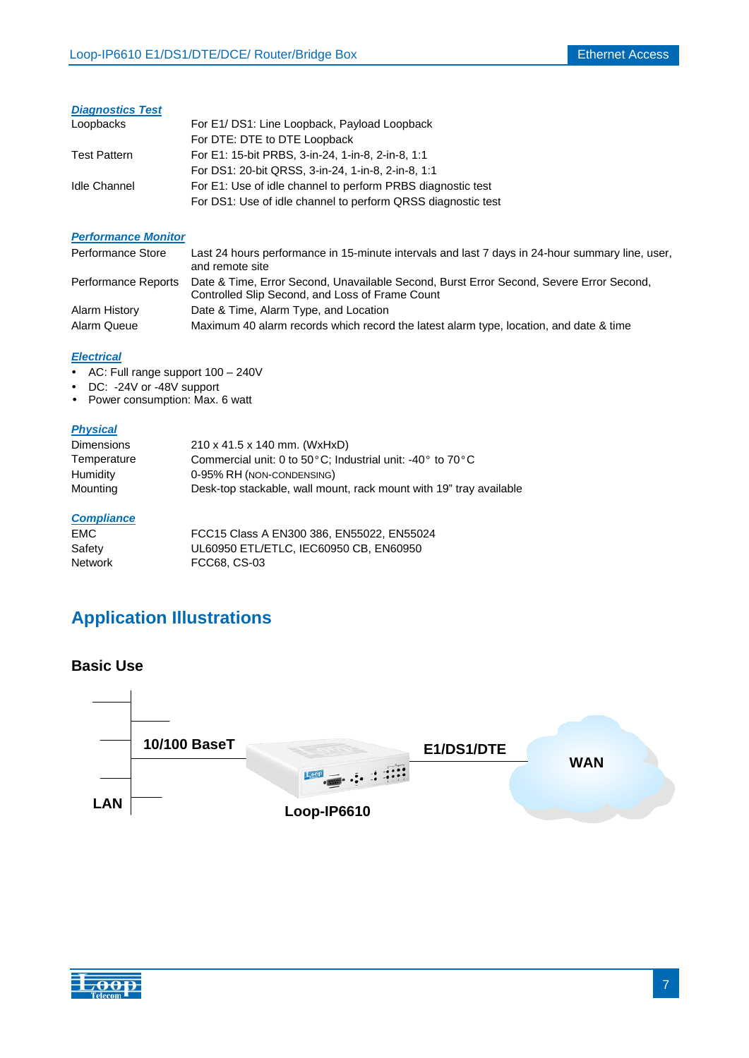### *Diagnostics Test*

| | |
|---|---|
| Loopbacks | For E1/ DS1: Line Loopback, Payload Loopback<br>For DTE: DTE to DTE Loopback |
| Test Pattern | For E1: 15-bit PRBS, 3-in-24, 1-in-8, 2-in-8, 1:1<br>For DS1: 20-bit QRSS, 3-in-24, 1-in-8, 2-in-8, 1:1 |
| Idle Channel | For E1: Use of idle channel to perform PRBS diagnostic test<br>For DS1: Use of idle channel to perform QRSS diagnostic test |

### *Performance Monitor*

| | |
|---|---|
| Performance Store | Last 24 hours performance in 15-minute intervals and last 7 days in 24-hour summary line, user, and remote site |
| Performance Reports | Date & Time, Error Second, Unavailable Second, Burst Error Second, Severe Error Second, Controlled Slip Second, and Loss of Frame Count |
| Alarm History | Date & Time, Alarm Type, and Location |
| Alarm Queue | Maximum 40 alarm records which record the latest alarm type, location, and date & time |

### *Electrical*

- AC: Full range support 100 – 240V
- DC: -24V or -48V support
- Power consumption: Max. 6 watt

### *Physical*

| | |
|---|---|
| Dimensions | 210 x 41.5 x 140 mm. (WxHxD) |
| Temperature | Commercial unit: 0 to 50°C; Industrial unit: -40° to 70°C |
| Humidity | 0-95% RH (NON-CONDENSING) |
| Mounting | Desk-top stackable, wall mount, rack mount with 19" tray available |

### *Compliance*

| | |
|---|---|
| EMC | FCC15 Class A EN300 386, EN55022, EN55024 |
| Safety | UL60950 ETL/ETLC, IEC60950 CB, EN60950 |
| Network | FCC68, CS-03 |

## Application Illustrations

### Basic Use

LAN — 10/100 BaseT — Loop-IP6610 — E1/DS1/DTE — WAN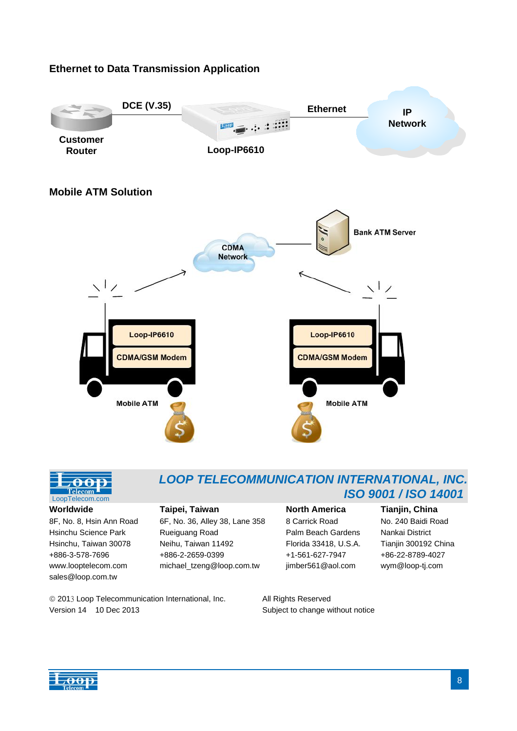## Ethernet to Data Transmission Application

DCE (V.35)

Ethernet

IP Network

Customer Router

Loop-IP6610

## Mobile ATM Solution

CDMA Network

Bank ATM Server

Loop-IP6610

CDMA/GSM Modem

Mobile ATM

Loop-IP6610

CDMA/GSM Modem

Mobile ATM

LoopTelecom.com

***LOOP TELECOMMUNICATION INTERNATIONAL, INC.***
***ISO 9001 / ISO 14001***

**Worldwide**
8F, No. 8, Hsin Ann Road
Hsinchu Science Park
Hsinchu, Taiwan 30078
+886-3-578-7696
www.looptelecom.com
sales@loop.com.tw

**Taipei, Taiwan**
6F, No. 36, Alley 38, Lane 358
Rueiguang Road
Neihu, Taiwan 11492
+886-2-2659-0399
michael_tzeng@loop.com.tw

**North America**
8 Carrick Road
Palm Beach Gardens
Florida 33418, U.S.A.
+1-561-627-7947
jimber561@aol.com

**Tianjin, China**
No. 240 Baidi Road
Nankai District
Tianjin 300192 China
+86-22-8789-4027
wym@loop-tj.com

© 2013 Loop Telecommunication International, Inc.
Version 14 10 Dec 2013

All Rights Reserved
Subject to change without notice